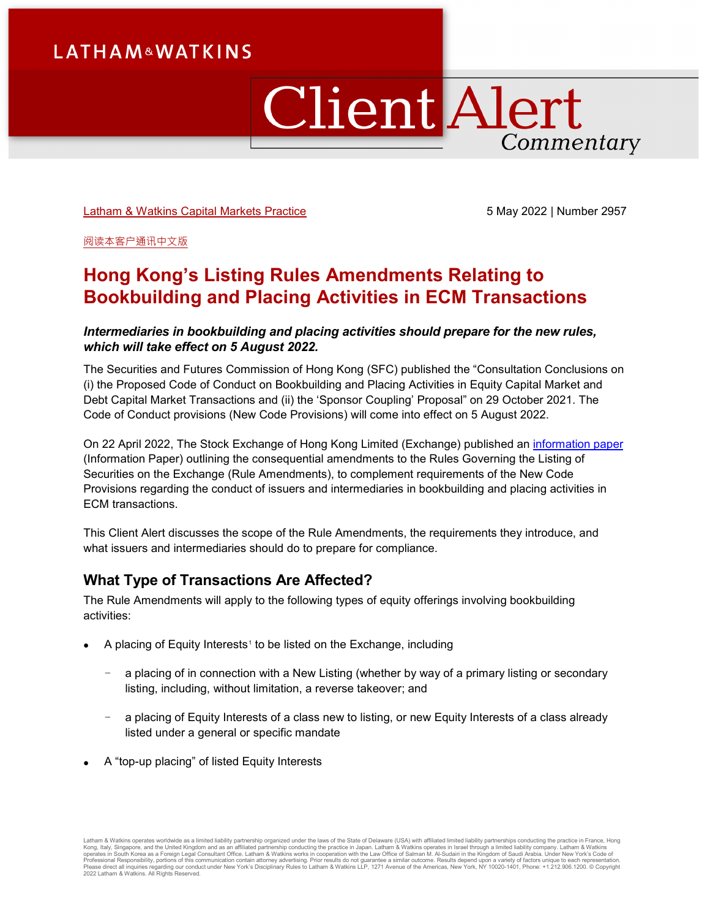Latham & Watkins Capital Markets Practice

5 May 2022 | Number 2957

阅读本客户通讯中文版

# Hong Kong's Listing Rules Amendments Relating to Bookbuilding and Placing Activities in ECM Transactions

***Intermediaries in bookbuilding and placing activities should prepare for the new rules, which will take effect on 5 August 2022.***

The Securities and Futures Commission of Hong Kong (SFC) published the "Consultation Conclusions on (i) the Proposed Code of Conduct on Bookbuilding and Placing Activities in Equity Capital Market and Debt Capital Market Transactions and (ii) the 'Sponsor Coupling' Proposal" on 29 October 2021. The Code of Conduct provisions (New Code Provisions) will come into effect on 5 August 2022.

On 22 April 2022, The Stock Exchange of Hong Kong Limited (Exchange) published an information paper (Information Paper) outlining the consequential amendments to the Rules Governing the Listing of Securities on the Exchange (Rule Amendments), to complement requirements of the New Code Provisions regarding the conduct of issuers and intermediaries in bookbuilding and placing activities in ECM transactions.

This Client Alert discusses the scope of the Rule Amendments, the requirements they introduce, and what issuers and intermediaries should do to prepare for compliance.

## What Type of Transactions Are Affected?

The Rule Amendments will apply to the following types of equity offerings involving bookbuilding activities:

- A placing of Equity Interests[1] to be listed on the Exchange, including
  - a placing of in connection with a New Listing (whether by way of a primary listing or secondary listing, including, without limitation, a reverse takeover; and
  - a placing of Equity Interests of a class new to listing, or new Equity Interests of a class already listed under a general or specific mandate
- A "top-up placing" of listed Equity Interests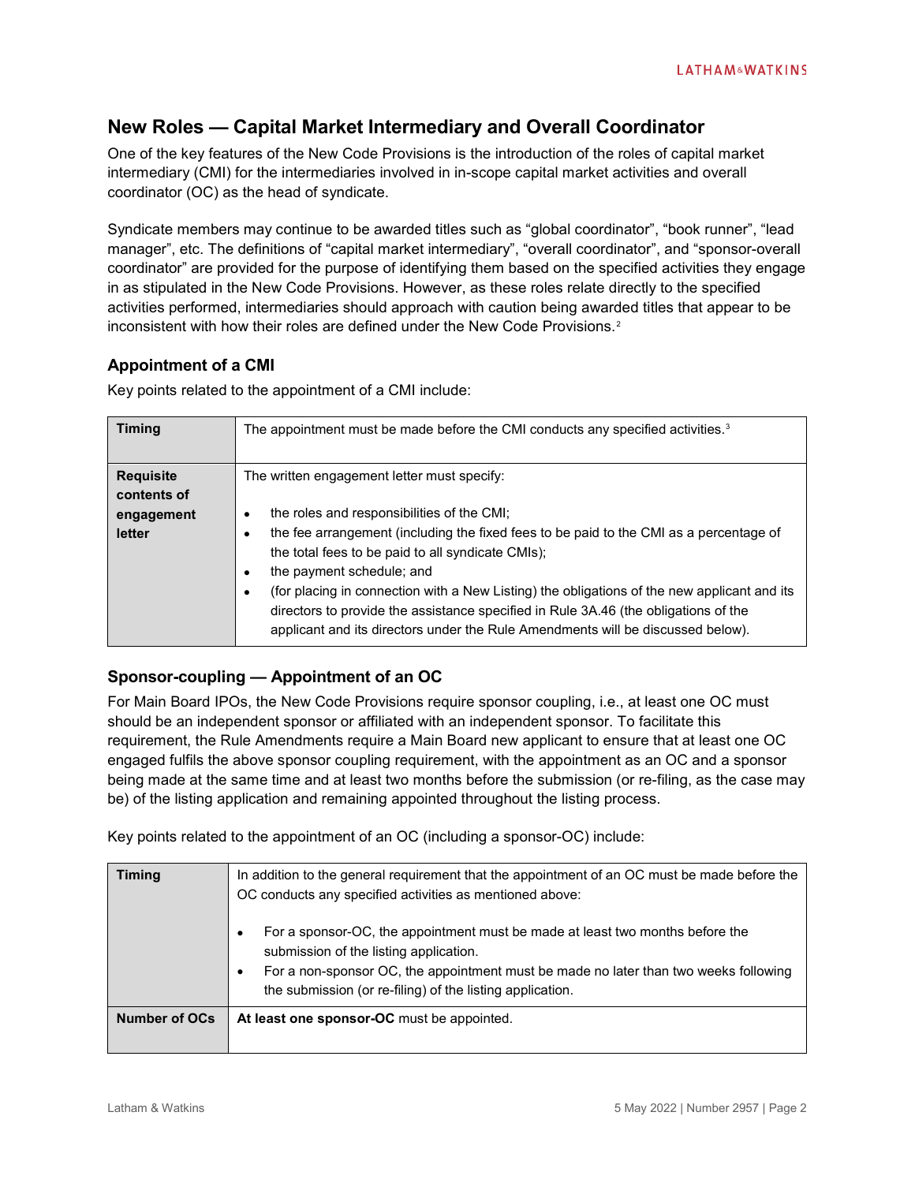## New Roles — Capital Market Intermediary and Overall Coordinator

One of the key features of the New Code Provisions is the introduction of the roles of capital market intermediary (CMI) for the intermediaries involved in in-scope capital market activities and overall coordinator (OC) as the head of syndicate.

Syndicate members may continue to be awarded titles such as "global coordinator", "book runner", "lead manager", etc. The definitions of "capital market intermediary", "overall coordinator", and "sponsor-overall coordinator" are provided for the purpose of identifying them based on the specified activities they engage in as stipulated in the New Code Provisions. However, as these roles relate directly to the specified activities performed, intermediaries should approach with caution being awarded titles that appear to be inconsistent with how their roles are defined under the New Code Provisions.[2]

### Appointment of a CMI

Key points related to the appointment of a CMI include:

| | |
|---|---|
| **Timing** | The appointment must be made before the CMI conducts any specified activities.[3] |
| **Requisite contents of engagement letter** | The written engagement letter must specify:<br>• the roles and responsibilities of the CMI;<br>• the fee arrangement (including the fixed fees to be paid to the CMI as a percentage of the total fees to be paid to all syndicate CMIs);<br>• the payment schedule; and<br>• (for placing in connection with a New Listing) the obligations of the new applicant and its directors to provide the assistance specified in Rule 3A.46 (the obligations of the applicant and its directors under the Rule Amendments will be discussed below). |

### Sponsor-coupling — Appointment of an OC

For Main Board IPOs, the New Code Provisions require sponsor coupling, i.e., at least one OC must should be an independent sponsor or affiliated with an independent sponsor. To facilitate this requirement, the Rule Amendments require a Main Board new applicant to ensure that at least one OC engaged fulfils the above sponsor coupling requirement, with the appointment as an OC and a sponsor being made at the same time and at least two months before the submission (or re-filing, as the case may be) of the listing application and remaining appointed throughout the listing process.

Key points related to the appointment of an OC (including a sponsor-OC) include:

| | |
|---|---|
| **Timing** | In addition to the general requirement that the appointment of an OC must be made before the OC conducts any specified activities as mentioned above:<br>• For a sponsor-OC, the appointment must be made at least two months before the submission of the listing application.<br>• For a non-sponsor OC, the appointment must be made no later than two weeks following the submission (or re-filing) of the listing application. |
| **Number of OCs** | **At least one sponsor-OC** must be appointed. |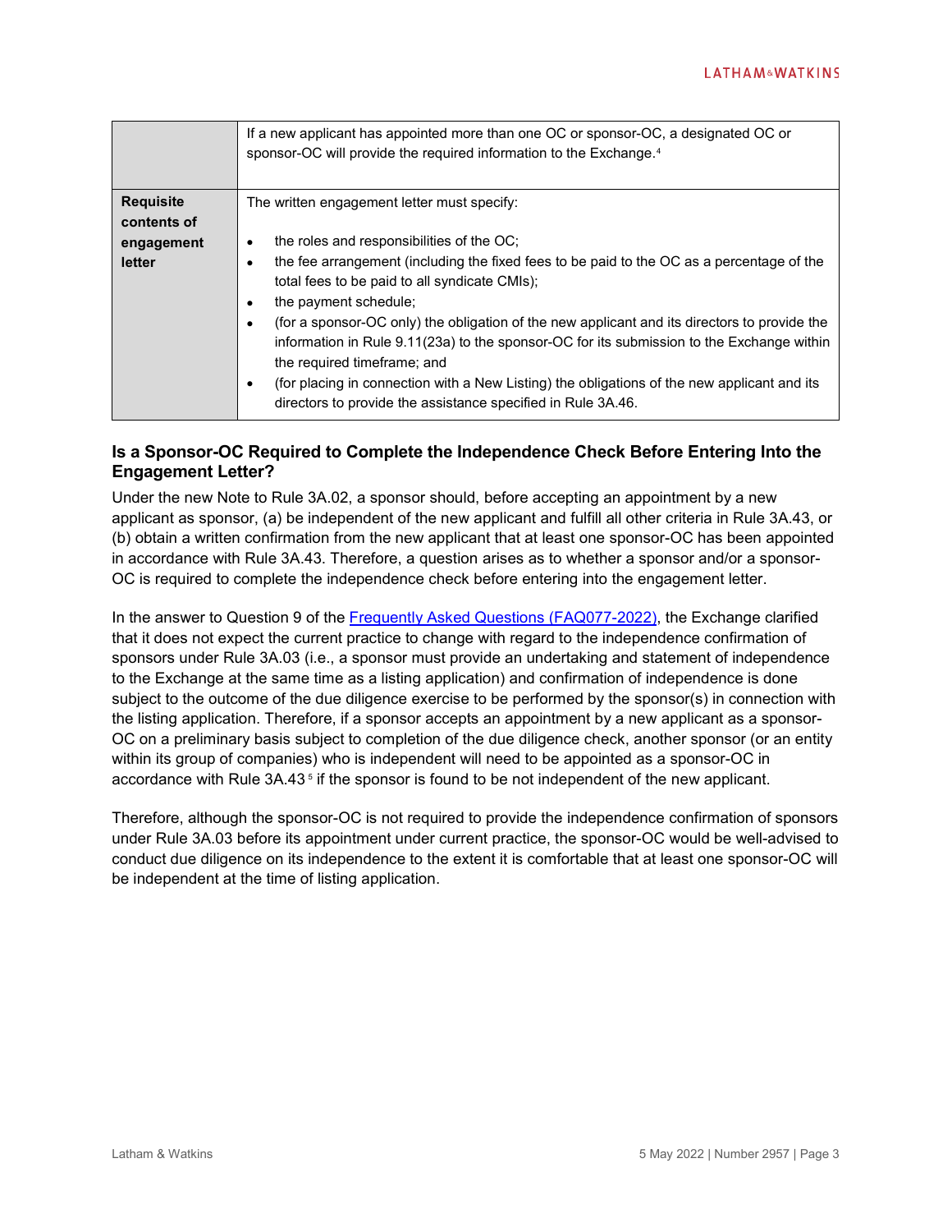| | |
|---|---|
| | If a new applicant has appointed more than one OC or sponsor-OC, a designated OC or sponsor-OC will provide the required information to the Exchange.[4] |
| **Requisite contents of engagement letter** | The written engagement letter must specify:<br><br>• the roles and responsibilities of the OC;<br>• the fee arrangement (including the fixed fees to be paid to the OC as a percentage of the total fees to be paid to all syndicate CMIs);<br>• the payment schedule;<br>• (for a sponsor-OC only) the obligation of the new applicant and its directors to provide the information in Rule 9.11(23a) to the sponsor-OC for its submission to the Exchange within the required timeframe; and<br>• (for placing in connection with a New Listing) the obligations of the new applicant and its directors to provide the assistance specified in Rule 3A.46. |

### Is a Sponsor-OC Required to Complete the Independence Check Before Entering Into the Engagement Letter?

Under the new Note to Rule 3A.02, a sponsor should, before accepting an appointment by a new applicant as sponsor, (a) be independent of the new applicant and fulfill all other criteria in Rule 3A.43, or (b) obtain a written confirmation from the new applicant that at least one sponsor-OC has been appointed in accordance with Rule 3A.43. Therefore, a question arises as to whether a sponsor and/or a sponsor-OC is required to complete the independence check before entering into the engagement letter.

In the answer to Question 9 of the Frequently Asked Questions (FAQ077-2022), the Exchange clarified that it does not expect the current practice to change with regard to the independence confirmation of sponsors under Rule 3A.03 (i.e., a sponsor must provide an undertaking and statement of independence to the Exchange at the same time as a listing application) and confirmation of independence is done subject to the outcome of the due diligence exercise to be performed by the sponsor(s) in connection with the listing application. Therefore, if a sponsor accepts an appointment by a new applicant as a sponsor-OC on a preliminary basis subject to completion of the due diligence check, another sponsor (or an entity within its group of companies) who is independent will need to be appointed as a sponsor-OC in accordance with Rule 3A.43[5] if the sponsor is found to be not independent of the new applicant.

Therefore, although the sponsor-OC is not required to provide the independence confirmation of sponsors under Rule 3A.03 before its appointment under current practice, the sponsor-OC would be well-advised to conduct due diligence on its independence to the extent it is comfortable that at least one sponsor-OC will be independent at the time of listing application.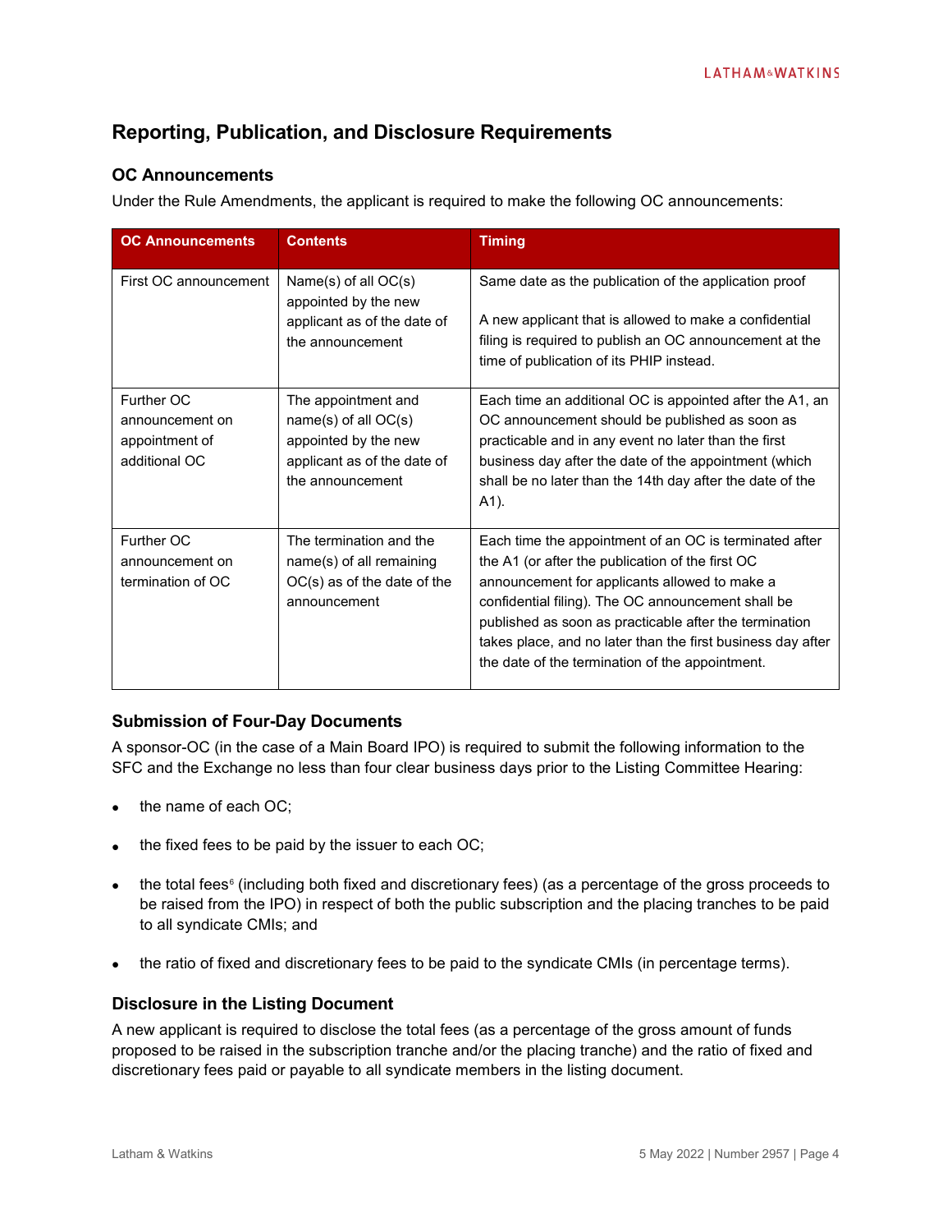## Reporting, Publication, and Disclosure Requirements

### OC Announcements

Under the Rule Amendments, the applicant is required to make the following OC announcements:

| OC Announcements | Contents | Timing |
|---|---|---|
| First OC announcement | Name(s) of all OC(s) appointed by the new applicant as of the date of the announcement | Same date as the publication of the application proof<br><br>A new applicant that is allowed to make a confidential filing is required to publish an OC announcement at the time of publication of its PHIP instead. |
| Further OC announcement on appointment of additional OC | The appointment and name(s) of all OC(s) appointed by the new applicant as of the date of the announcement | Each time an additional OC is appointed after the A1, an OC announcement should be published as soon as practicable and in any event no later than the first business day after the date of the appointment (which shall be no later than the 14th day after the date of the A1). |
| Further OC announcement on termination of OC | The termination and the name(s) of all remaining OC(s) as of the date of the announcement | Each time the appointment of an OC is terminated after the A1 (or after the publication of the first OC announcement for applicants allowed to make a confidential filing). The OC announcement shall be published as soon as practicable after the termination takes place, and no later than the first business day after the date of the termination of the appointment. |

### Submission of Four-Day Documents

A sponsor-OC (in the case of a Main Board IPO) is required to submit the following information to the SFC and the Exchange no less than four clear business days prior to the Listing Committee Hearing:

- the name of each OC;
- the fixed fees to be paid by the issuer to each OC;
- the total fees[6] (including both fixed and discretionary fees) (as a percentage of the gross proceeds to be raised from the IPO) in respect of both the public subscription and the placing tranches to be paid to all syndicate CMIs; and
- the ratio of fixed and discretionary fees to be paid to the syndicate CMIs (in percentage terms).

### Disclosure in the Listing Document

A new applicant is required to disclose the total fees (as a percentage of the gross amount of funds proposed to be raised in the subscription tranche and/or the placing tranche) and the ratio of fixed and discretionary fees paid or payable to all syndicate members in the listing document.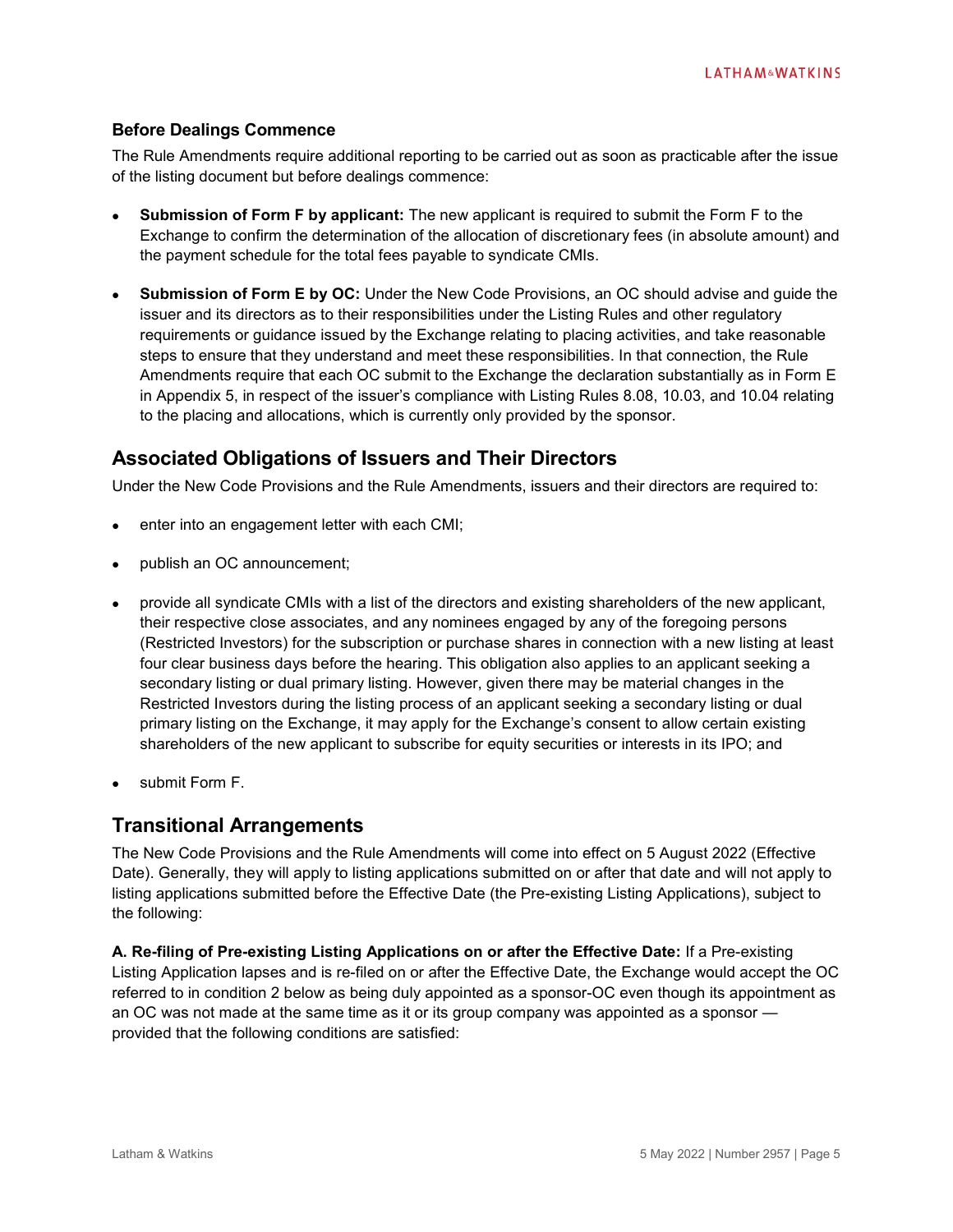### Before Dealings Commence

The Rule Amendments require additional reporting to be carried out as soon as practicable after the issue of the listing document but before dealings commence:

- **Submission of Form F by applicant:** The new applicant is required to submit the Form F to the Exchange to confirm the determination of the allocation of discretionary fees (in absolute amount) and the payment schedule for the total fees payable to syndicate CMIs.
- **Submission of Form E by OC:** Under the New Code Provisions, an OC should advise and guide the issuer and its directors as to their responsibilities under the Listing Rules and other regulatory requirements or guidance issued by the Exchange relating to placing activities, and take reasonable steps to ensure that they understand and meet these responsibilities. In that connection, the Rule Amendments require that each OC submit to the Exchange the declaration substantially as in Form E in Appendix 5, in respect of the issuer's compliance with Listing Rules 8.08, 10.03, and 10.04 relating to the placing and allocations, which is currently only provided by the sponsor.

## Associated Obligations of Issuers and Their Directors

Under the New Code Provisions and the Rule Amendments, issuers and their directors are required to:

- enter into an engagement letter with each CMI;
- publish an OC announcement;
- provide all syndicate CMIs with a list of the directors and existing shareholders of the new applicant, their respective close associates, and any nominees engaged by any of the foregoing persons (Restricted Investors) for the subscription or purchase shares in connection with a new listing at least four clear business days before the hearing. This obligation also applies to an applicant seeking a secondary listing or dual primary listing. However, given there may be material changes in the Restricted Investors during the listing process of an applicant seeking a secondary listing or dual primary listing on the Exchange, it may apply for the Exchange's consent to allow certain existing shareholders of the new applicant to subscribe for equity securities or interests in its IPO; and
- submit Form F.

## Transitional Arrangements

The New Code Provisions and the Rule Amendments will come into effect on 5 August 2022 (Effective Date). Generally, they will apply to listing applications submitted on or after that date and will not apply to listing applications submitted before the Effective Date (the Pre-existing Listing Applications), subject to the following:

**A. Re-filing of Pre-existing Listing Applications on or after the Effective Date:** If a Pre-existing Listing Application lapses and is re-filed on or after the Effective Date, the Exchange would accept the OC referred to in condition 2 below as being duly appointed as a sponsor-OC even though its appointment as an OC was not made at the same time as it or its group company was appointed as a sponsor — provided that the following conditions are satisfied: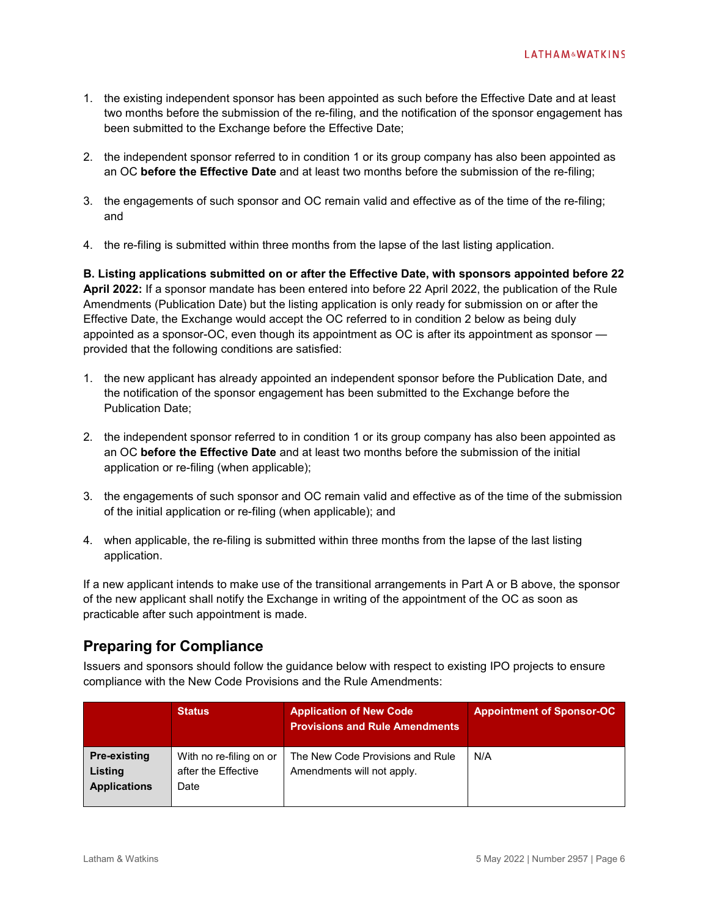1. the existing independent sponsor has been appointed as such before the Effective Date and at least two months before the submission of the re-filing, and the notification of the sponsor engagement has been submitted to the Exchange before the Effective Date;

2. the independent sponsor referred to in condition 1 or its group company has also been appointed as an OC **before the Effective Date** and at least two months before the submission of the re-filing;

3. the engagements of such sponsor and OC remain valid and effective as of the time of the re-filing; and

4. the re-filing is submitted within three months from the lapse of the last listing application.

**B. Listing applications submitted on or after the Effective Date, with sponsors appointed before 22 April 2022:** If a sponsor mandate has been entered into before 22 April 2022, the publication of the Rule Amendments (Publication Date) but the listing application is only ready for submission on or after the Effective Date, the Exchange would accept the OC referred to in condition 2 below as being duly appointed as a sponsor-OC, even though its appointment as OC is after its appointment as sponsor — provided that the following conditions are satisfied:

1. the new applicant has already appointed an independent sponsor before the Publication Date, and the notification of the sponsor engagement has been submitted to the Exchange before the Publication Date;

2. the independent sponsor referred to in condition 1 or its group company has also been appointed as an OC **before the Effective Date** and at least two months before the submission of the initial application or re-filing (when applicable);

3. the engagements of such sponsor and OC remain valid and effective as of the time of the submission of the initial application or re-filing (when applicable); and

4. when applicable, the re-filing is submitted within three months from the lapse of the last listing application.

If a new applicant intends to make use of the transitional arrangements in Part A or B above, the sponsor of the new applicant shall notify the Exchange in writing of the appointment of the OC as soon as practicable after such appointment is made.

## Preparing for Compliance

Issuers and sponsors should follow the guidance below with respect to existing IPO projects to ensure compliance with the New Code Provisions and the Rule Amendments:

| | Status | Application of New Code Provisions and Rule Amendments | Appointment of Sponsor-OC |
|---|---|---|---|
| **Pre-existing Listing Applications** | With no re-filing on or after the Effective Date | The New Code Provisions and Rule Amendments will not apply. | N/A |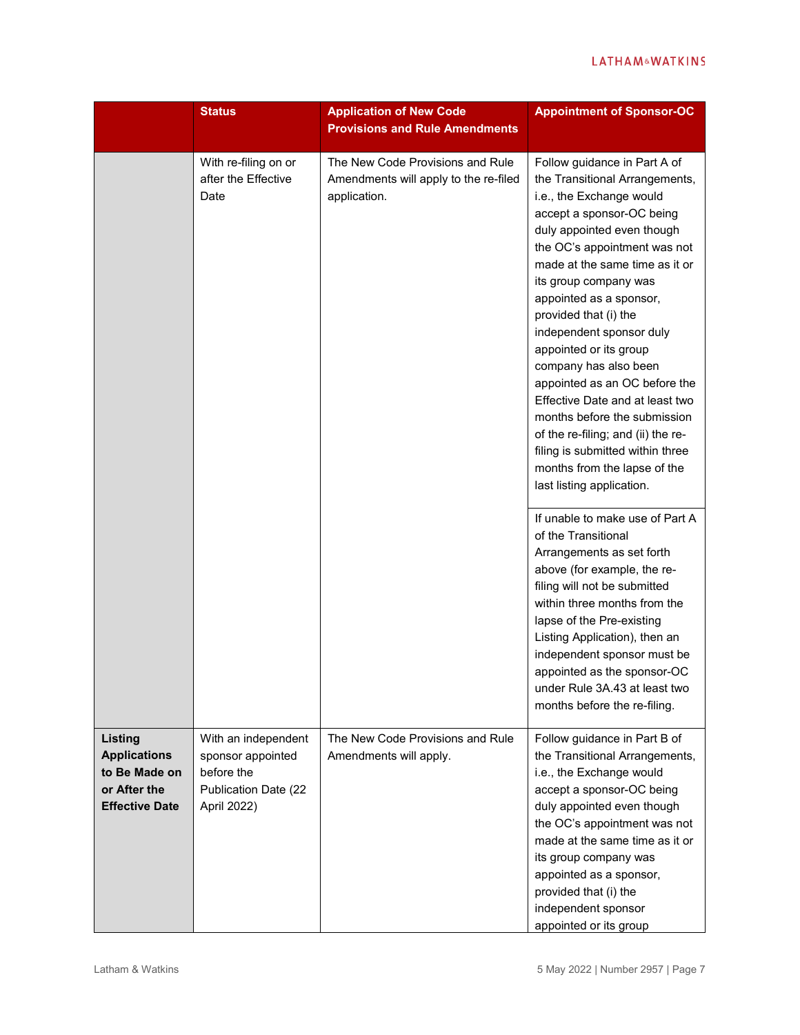|  | Status | Application of New Code Provisions and Rule Amendments | Appointment of Sponsor-OC |
|---|---|---|---|
|  | With re-filing on or after the Effective Date | The New Code Provisions and Rule Amendments will apply to the re-filed application. | Follow guidance in Part A of the Transitional Arrangements, i.e., the Exchange would accept a sponsor-OC being duly appointed even though the OC's appointment was not made at the same time as it or its group company was appointed as a sponsor, provided that (i) the independent sponsor duly appointed or its group company has also been appointed as an OC before the Effective Date and at least two months before the submission of the re-filing; and (ii) the re-filing is submitted within three months from the lapse of the last listing application. |
|  |  |  | If unable to make use of Part A of the Transitional Arrangements as set forth above (for example, the re-filing will not be submitted within three months from the lapse of the Pre-existing Listing Application), then an independent sponsor must be appointed as the sponsor-OC under Rule 3A.43 at least two months before the re-filing. |
| **Listing Applications to Be Made on or After the Effective Date** | With an independent sponsor appointed before the Publication Date (22 April 2022) | The New Code Provisions and Rule Amendments will apply. | Follow guidance in Part B of the Transitional Arrangements, i.e., the Exchange would accept a sponsor-OC being duly appointed even though the OC's appointment was not made at the same time as it or its group company was appointed as a sponsor, provided that (i) the independent sponsor appointed or its group |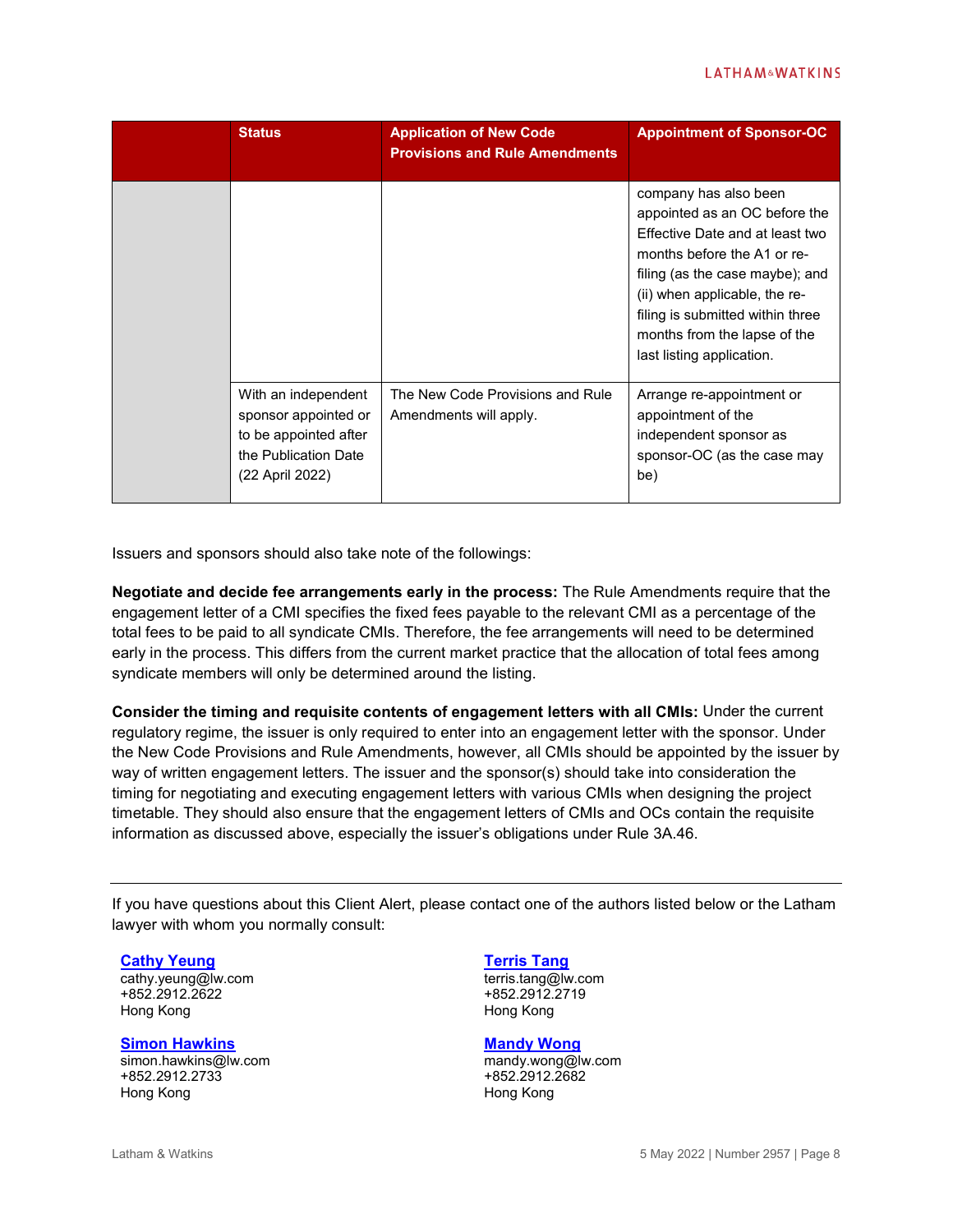| | Status | Application of New Code Provisions and Rule Amendments | Appointment of Sponsor-OC |
|---|---|---|---|
| | | | company has also been appointed as an OC before the Effective Date and at least two months before the A1 or re-filing (as the case maybe); and (ii) when applicable, the re-filing is submitted within three months from the lapse of the last listing application. |
| | With an independent sponsor appointed or to be appointed after the Publication Date (22 April 2022) | The New Code Provisions and Rule Amendments will apply. | Arrange re-appointment or appointment of the independent sponsor as sponsor-OC (as the case may be) |

Issuers and sponsors should also take note of the followings:

**Negotiate and decide fee arrangements early in the process:** The Rule Amendments require that the engagement letter of a CMI specifies the fixed fees payable to the relevant CMI as a percentage of the total fees to be paid to all syndicate CMIs. Therefore, the fee arrangements will need to be determined early in the process. This differs from the current market practice that the allocation of total fees among syndicate members will only be determined around the listing.

**Consider the timing and requisite contents of engagement letters with all CMIs:** Under the current regulatory regime, the issuer is only required to enter into an engagement letter with the sponsor. Under the New Code Provisions and Rule Amendments, however, all CMIs should be appointed by the issuer by way of written engagement letters. The issuer and the sponsor(s) should take into consideration the timing for negotiating and executing engagement letters with various CMIs when designing the project timetable. They should also ensure that the engagement letters of CMIs and OCs contain the requisite information as discussed above, especially the issuer's obligations under Rule 3A.46.

---

If you have questions about this Client Alert, please contact one of the authors listed below or the Latham lawyer with whom you normally consult:

**Cathy Yeung**
cathy.yeung@lw.com
+852.2912.2622
Hong Kong

**Simon Hawkins**
simon.hawkins@lw.com
+852.2912.2733
Hong Kong

**Terris Tang**
terris.tang@lw.com
+852.2912.2719
Hong Kong

**Mandy Wong**
mandy.wong@lw.com
+852.2912.2682
Hong Kong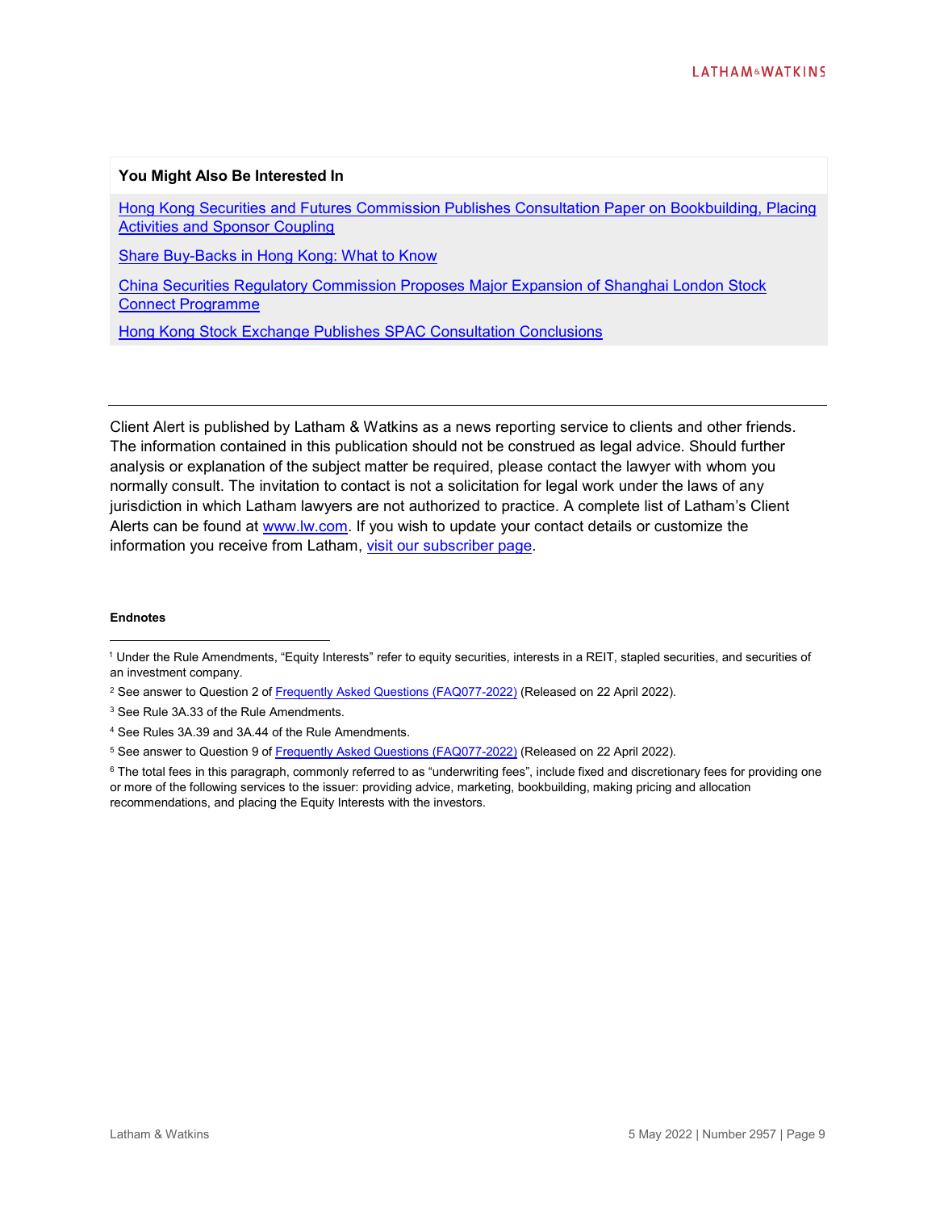**You Might Also Be Interested In**

[Hong Kong Securities and Futures Commission Publishes Consultation Paper on Bookbuilding, Placing Activities and Sponsor Coupling]

[Share Buy-Backs in Hong Kong: What to Know]

[China Securities Regulatory Commission Proposes Major Expansion of Shanghai London Stock Connect Programme]

[Hong Kong Stock Exchange Publishes SPAC Consultation Conclusions]

---

Client Alert is published by Latham & Watkins as a news reporting service to clients and other friends. The information contained in this publication should not be construed as legal advice. Should further analysis or explanation of the subject matter be required, please contact the lawyer with whom you normally consult. The invitation to contact is not a solicitation for legal work under the laws of any jurisdiction in which Latham lawyers are not authorized to practice. A complete list of Latham's Client Alerts can be found at www.lw.com. If you wish to update your contact details or customize the information you receive from Latham, visit our subscriber page.

**Endnotes**

[1] Under the Rule Amendments, "Equity Interests" refer to equity securities, interests in a REIT, stapled securities, and securities of an investment company.

[2] See answer to Question 2 of Frequently Asked Questions (FAQ077-2022) (Released on 22 April 2022).

[3] See Rule 3A.33 of the Rule Amendments.

[4] See Rules 3A.39 and 3A.44 of the Rule Amendments.

[5] See answer to Question 9 of Frequently Asked Questions (FAQ077-2022) (Released on 22 April 2022).

[6] The total fees in this paragraph, commonly referred to as "underwriting fees", include fixed and discretionary fees for providing one or more of the following services to the issuer: providing advice, marketing, bookbuilding, making pricing and allocation recommendations, and placing the Equity Interests with the investors.